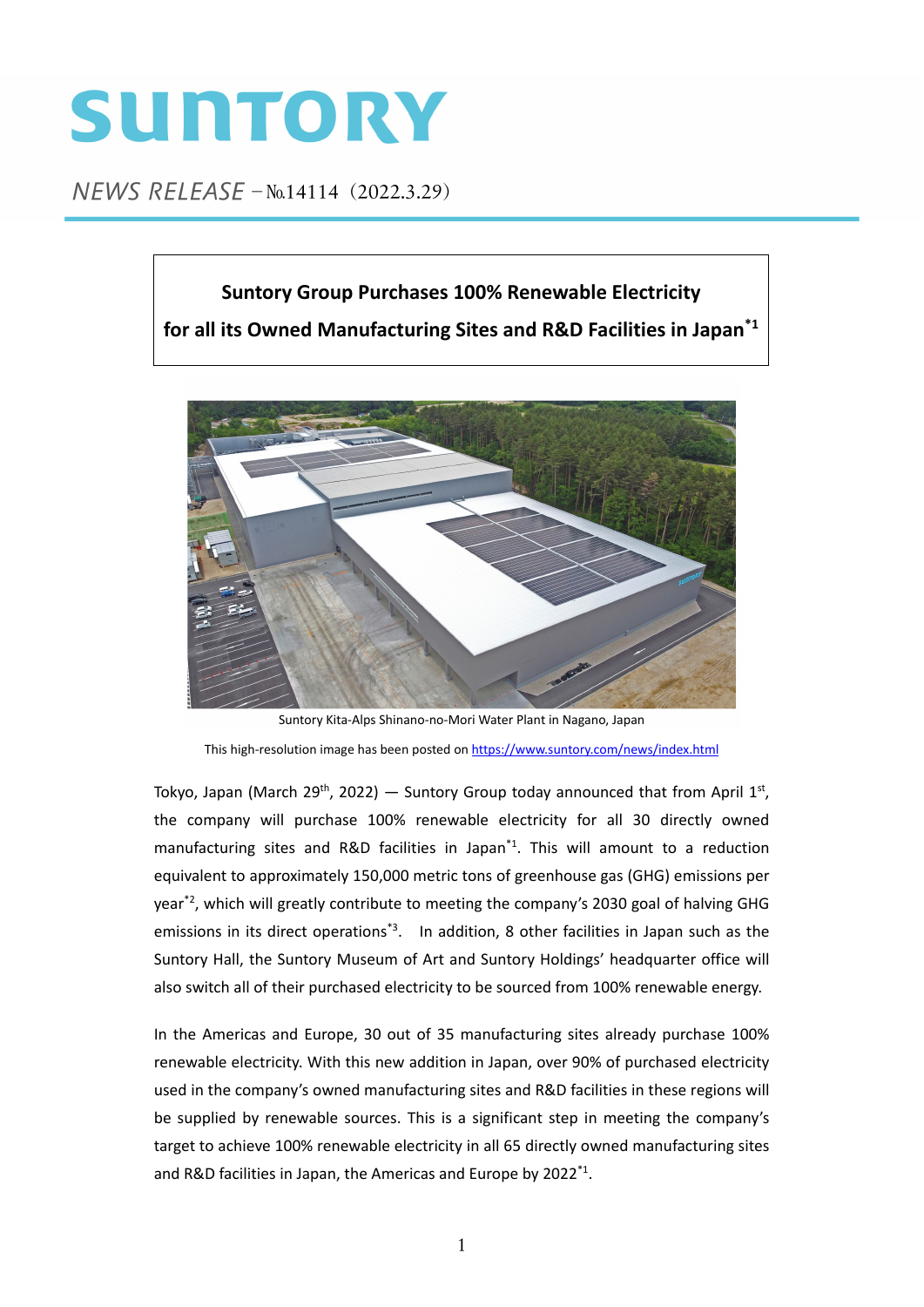# SUNTORY

*NEWS RELEASE* －№14114（2022.3.29）

**Suntory Group Purchases 100% Renewable Electricity for all its Owned Manufacturing Sites and R&D Facilities in Japan[*1]**

Suntory Kita-Alps Shinano-no-Mori Water Plant in Nagano, Japan

This high-resolution image has been posted on https://www.suntory.com/news/index.html

Tokyo, Japan (March 29th, 2022) — Suntory Group today announced that from April 1st, the company will purchase 100% renewable electricity for all 30 directly owned manufacturing sites and R&D facilities in Japan[*1]. This will amount to a reduction equivalent to approximately 150,000 metric tons of greenhouse gas (GHG) emissions per year[*2], which will greatly contribute to meeting the company's 2030 goal of halving GHG emissions in its direct operations[*3]. In addition, 8 other facilities in Japan such as the Suntory Hall, the Suntory Museum of Art and Suntory Holdings' headquarter office will also switch all of their purchased electricity to be sourced from 100% renewable energy.

In the Americas and Europe, 30 out of 35 manufacturing sites already purchase 100% renewable electricity. With this new addition in Japan, over 90% of purchased electricity used in the company's owned manufacturing sites and R&D facilities in these regions will be supplied by renewable sources. This is a significant step in meeting the company's target to achieve 100% renewable electricity in all 65 directly owned manufacturing sites and R&D facilities in Japan, the Americas and Europe by 2022[*1].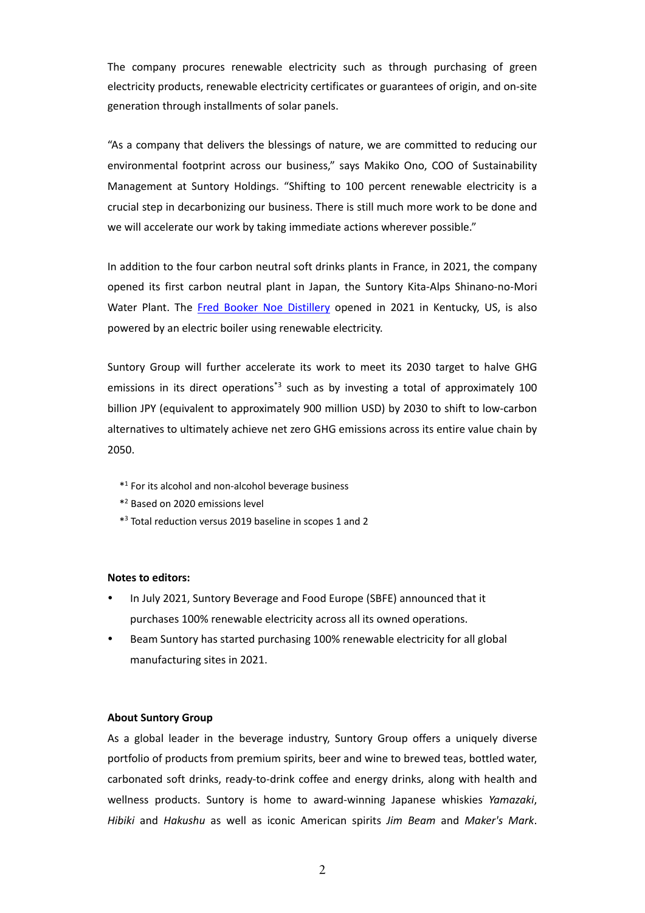The company procures renewable electricity such as through purchasing of green electricity products, renewable electricity certificates or guarantees of origin, and on-site generation through installments of solar panels.

"As a company that delivers the blessings of nature, we are committed to reducing our environmental footprint across our business," says Makiko Ono, COO of Sustainability Management at Suntory Holdings. "Shifting to 100 percent renewable electricity is a crucial step in decarbonizing our business. There is still much more work to be done and we will accelerate our work by taking immediate actions wherever possible."

In addition to the four carbon neutral soft drinks plants in France, in 2021, the company opened its first carbon neutral plant in Japan, the Suntory Kita-Alps Shinano-no-Mori Water Plant. The Fred Booker Noe Distillery opened in 2021 in Kentucky, US, is also powered by an electric boiler using renewable electricity.

Suntory Group will further accelerate its work to meet its 2030 target to halve GHG emissions in its direct operations*[3] such as by investing a total of approximately 100 billion JPY (equivalent to approximately 900 million USD) by 2030 to shift to low-carbon alternatives to ultimately achieve net zero GHG emissions across its entire value chain by 2050.

*[1] For its alcohol and non-alcohol beverage business
*[2] Based on 2020 emissions level
*[3] Total reduction versus 2019 baseline in scopes 1 and 2

**Notes to editors:**

- In July 2021, Suntory Beverage and Food Europe (SBFE) announced that it purchases 100% renewable electricity across all its owned operations.
- Beam Suntory has started purchasing 100% renewable electricity for all global manufacturing sites in 2021.

**About Suntory Group**

As a global leader in the beverage industry, Suntory Group offers a uniquely diverse portfolio of products from premium spirits, beer and wine to brewed teas, bottled water, carbonated soft drinks, ready-to-drink coffee and energy drinks, along with health and wellness products. Suntory is home to award-winning Japanese whiskies *Yamazaki*, *Hibiki* and *Hakushu* as well as iconic American spirits *Jim Beam* and *Maker's Mark*.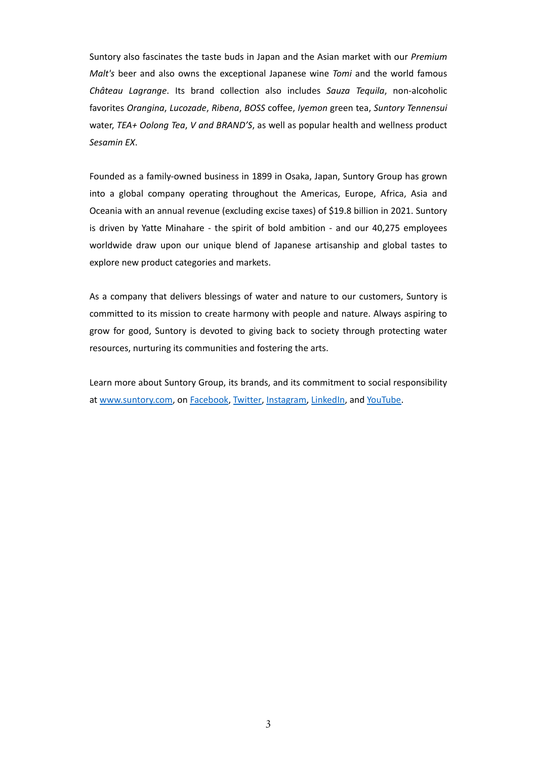Suntory also fascinates the taste buds in Japan and the Asian market with our *Premium Malt's* beer and also owns the exceptional Japanese wine *Tomi* and the world famous *Château Lagrange*. Its brand collection also includes *Sauza Tequila*, non-alcoholic favorites *Orangina*, *Lucozade*, *Ribena*, *BOSS* coffee, *Iyemon* green tea, *Suntory Tennensui* water, *TEA+ Oolong Tea*, *V and BRAND'S*, as well as popular health and wellness product *Sesamin EX*.

Founded as a family-owned business in 1899 in Osaka, Japan, Suntory Group has grown into a global company operating throughout the Americas, Europe, Africa, Asia and Oceania with an annual revenue (excluding excise taxes) of $19.8 billion in 2021. Suntory is driven by Yatte Minahare - the spirit of bold ambition - and our 40,275 employees worldwide draw upon our unique blend of Japanese artisanship and global tastes to explore new product categories and markets.

As a company that delivers blessings of water and nature to our customers, Suntory is committed to its mission to create harmony with people and nature. Always aspiring to grow for good, Suntory is devoted to giving back to society through protecting water resources, nurturing its communities and fostering the arts.

Learn more about Suntory Group, its brands, and its commitment to social responsibility at www.suntory.com, on Facebook, Twitter, Instagram, LinkedIn, and YouTube.